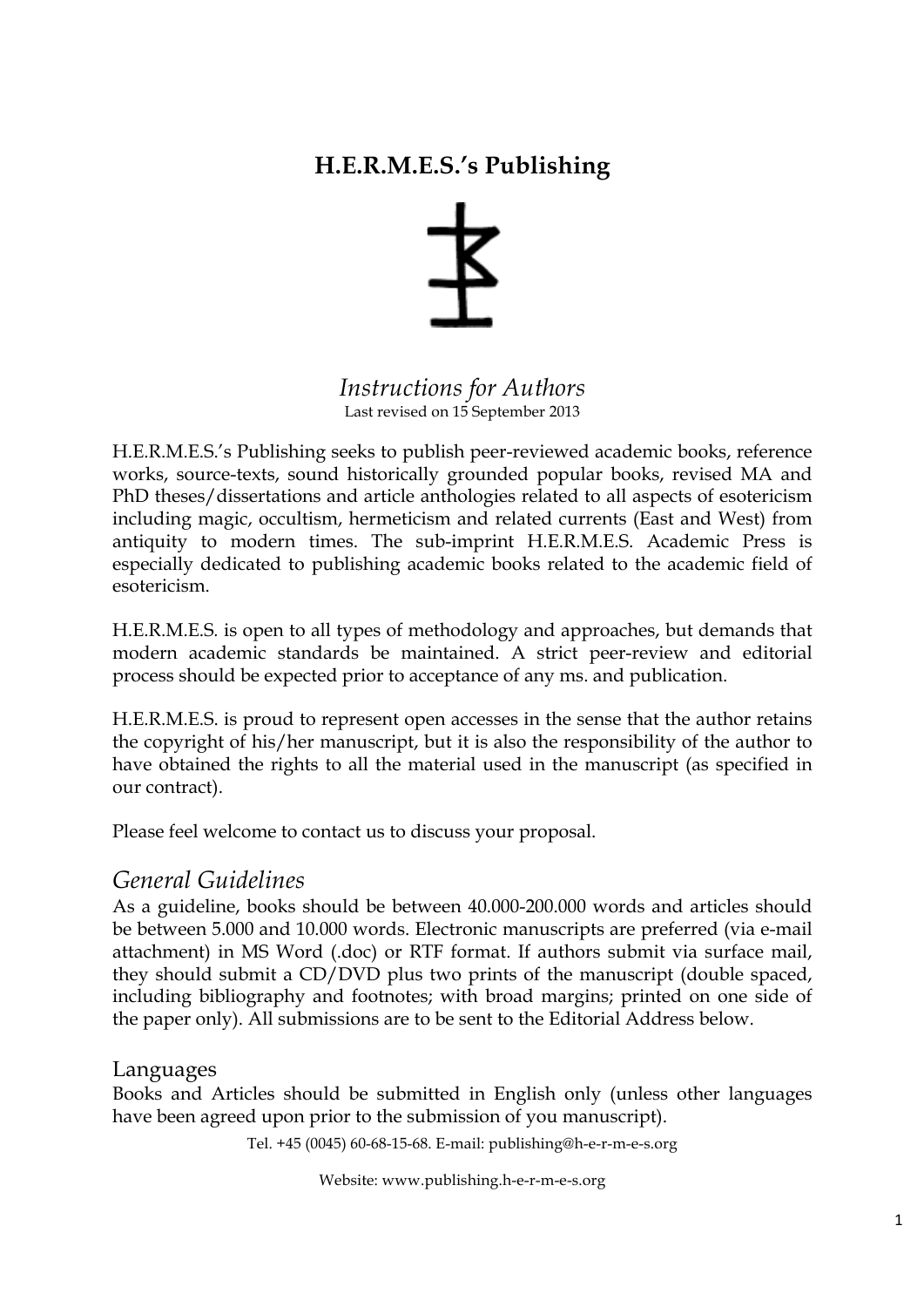# H.E.R.M.E.S.'s Publishing

## *Instructions for Authors*

Last revised on 15 September 2013

H.E.R.M.E.S.'s Publishing seeks to publish peer-reviewed academic books, reference works, source-texts, sound historically grounded popular books, revised MA and PhD theses/dissertations and article anthologies related to all aspects of esotericism including magic, occultism, hermeticism and related currents (East and West) from antiquity to modern times. The sub-imprint H.E.R.M.E.S. Academic Press is especially dedicated to publishing academic books related to the academic field of esotericism.

H.E.R.M.E.S. is open to all types of methodology and approaches, but demands that modern academic standards be maintained. A strict peer-review and editorial process should be expected prior to acceptance of any ms. and publication.

H.E.R.M.E.S. is proud to represent open accesses in the sense that the author retains the copyright of his/her manuscript, but it is also the responsibility of the author to have obtained the rights to all the material used in the manuscript (as specified in our contract).

Please feel welcome to contact us to discuss your proposal.

## *General Guidelines*

As a guideline, books should be between 40.000-200.000 words and articles should be between 5.000 and 10.000 words. Electronic manuscripts are preferred (via e-mail attachment) in MS Word (.doc) or RTF format. If authors submit via surface mail, they should submit a CD/DVD plus two prints of the manuscript (double spaced, including bibliography and footnotes; with broad margins; printed on one side of the paper only). All submissions are to be sent to the Editorial Address below.

### Languages

Books and Articles should be submitted in English only (unless other languages have been agreed upon prior to the submission of you manuscript).

Tel. +45 (0045) 60-68-15-68. E-mail: publishing@h-e-r-m-e-s.org

Website: www.publishing.h-e-r-m-e-s.org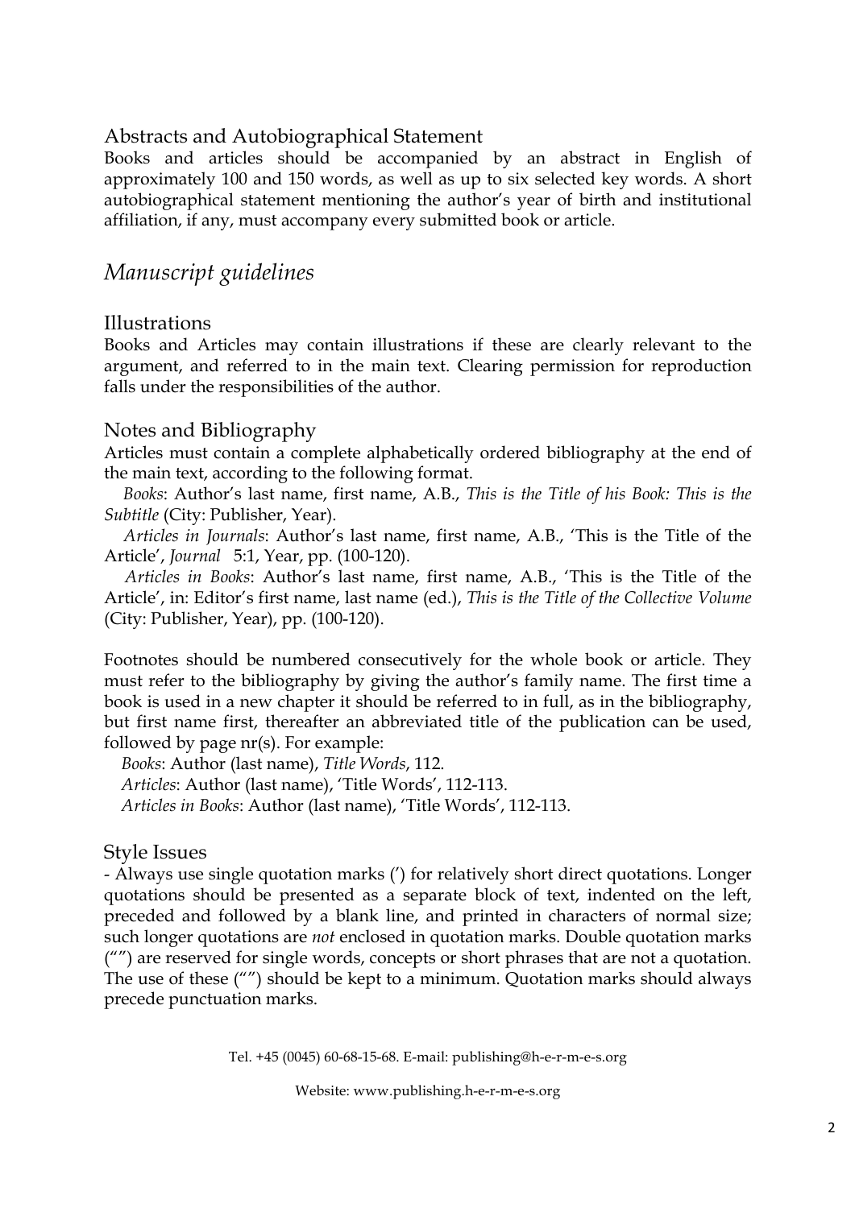## Abstracts and Autobiographical Statement

Books and articles should be accompanied by an abstract in English of approximately 100 and 150 words, as well as up to six selected key words. A short autobiographical statement mentioning the author's year of birth and institutional affiliation, if any, must accompany every submitted book or article.

# *Manuscript guidelines*

## Illustrations

Books and Articles may contain illustrations if these are clearly relevant to the argument, and referred to in the main text. Clearing permission for reproduction falls under the responsibilities of the author.

## Notes and Bibliography

Articles must contain a complete alphabetically ordered bibliography at the end of the main text, according to the following format.

*Books*: Author's last name, first name, A.B., *This is the Title of his Book: This is the Subtitle* (City: Publisher, Year).

*Articles in Journals*: Author's last name, first name, A.B., 'This is the Title of the Article', *Journal* 5:1, Year, pp. (100-120).

*Articles in Books*: Author's last name, first name, A.B., 'This is the Title of the Article', in: Editor's first name, last name (ed.), *This is the Title of the Collective Volume* (City: Publisher, Year), pp. (100-120).

Footnotes should be numbered consecutively for the whole book or article. They must refer to the bibliography by giving the author's family name. The first time a book is used in a new chapter it should be referred to in full, as in the bibliography, but first name first, thereafter an abbreviated title of the publication can be used, followed by page nr(s). For example:

*Books*: Author (last name), *Title Words*, 112.

*Articles*: Author (last name), 'Title Words', 112-113.

*Articles in Books*: Author (last name), 'Title Words', 112-113.

## Style Issues

- Always use single quotation marks (') for relatively short direct quotations. Longer quotations should be presented as a separate block of text, indented on the left, preceded and followed by a blank line, and printed in characters of normal size; such longer quotations are *not* enclosed in quotation marks. Double quotation marks ("") are reserved for single words, concepts or short phrases that are not a quotation. The use of these ("") should be kept to a minimum. Quotation marks should always precede punctuation marks.

Tel. +45 (0045) 60-68-15-68. E-mail: publishing@h-e-r-m-e-s.org

Website: www.publishing.h-e-r-m-e-s.org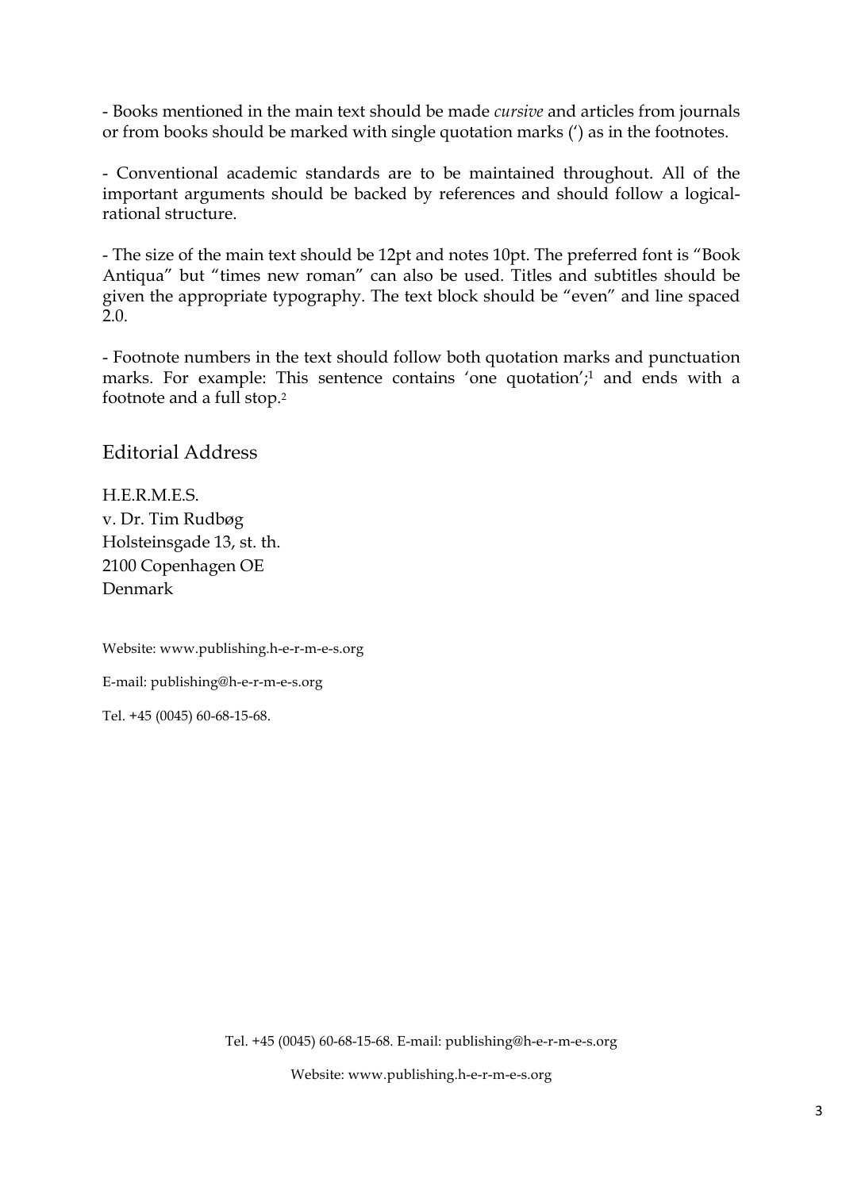- Books mentioned in the main text should be made *cursive* and articles from journals or from books should be marked with single quotation marks (‘) as in the footnotes.

- Conventional academic standards are to be maintained throughout. All of the important arguments should be backed by references and should follow a logical-rational structure.

- The size of the main text should be 12pt and notes 10pt. The preferred font is “Book Antiqua” but “times new roman” can also be used. Titles and subtitles should be given the appropriate typography. The text block should be “even” and line spaced 2.0.

- Footnote numbers in the text should follow both quotation marks and punctuation marks. For example: This sentence contains ‘one quotation’;[1] and ends with a footnote and a full stop.[2]

## Editorial Address

H.E.R.M.E.S.
v. Dr. Tim Rudbøg
Holsteinsgade 13, st. th.
2100 Copenhagen OE
Denmark

Website: www.publishing.h-e-r-m-e-s.org

E-mail: publishing@h-e-r-m-e-s.org

Tel. +45 (0045) 60-68-15-68.